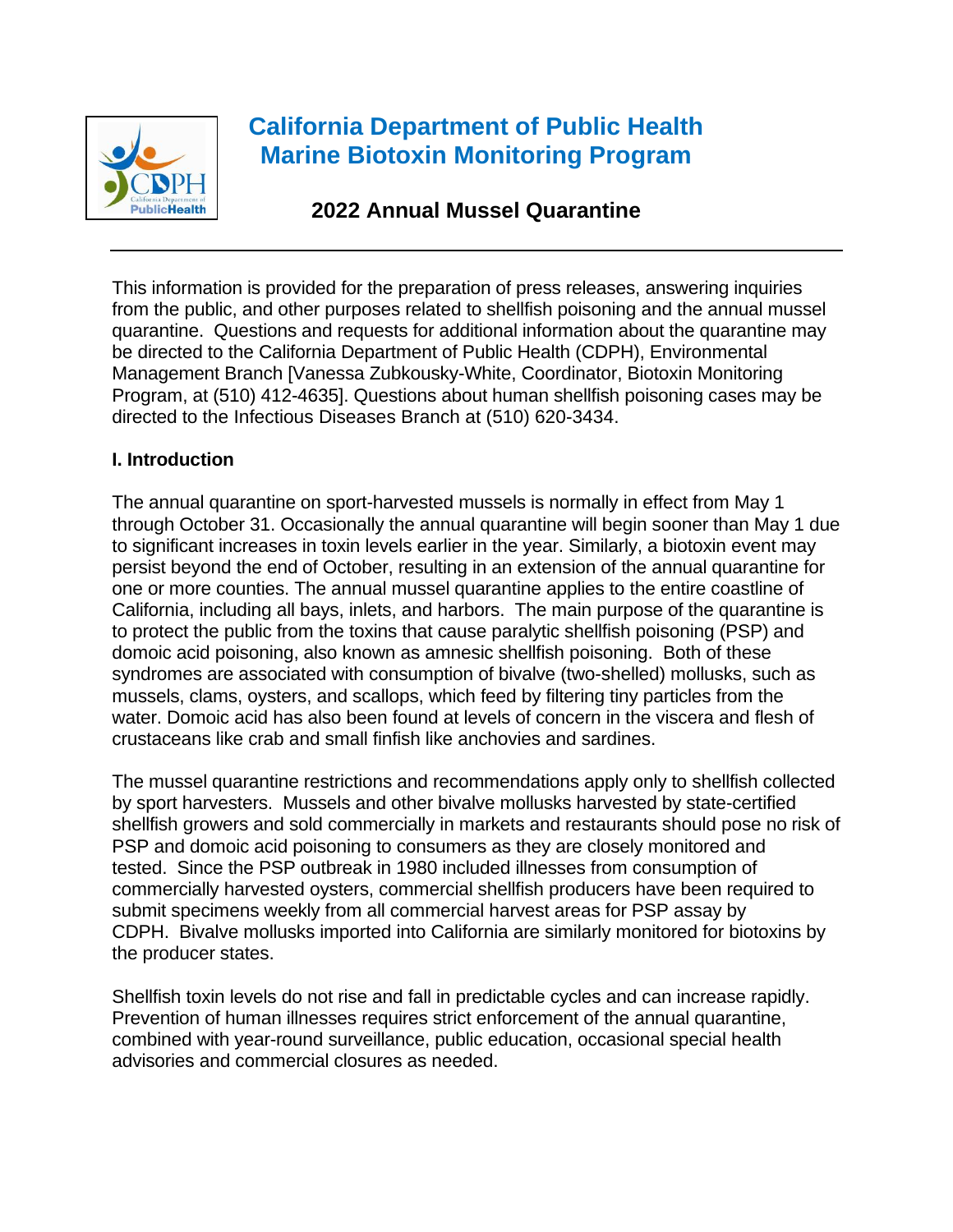# California Department of Public Health Marine Biotoxin Monitoring Program

## 2022 Annual Mussel Quarantine

This information is provided for the preparation of press releases, answering inquiries from the public, and other purposes related to shellfish poisoning and the annual mussel quarantine. Questions and requests for additional information about the quarantine may be directed to the California Department of Public Health (CDPH), Environmental Management Branch [Vanessa Zubkousky-White, Coordinator, Biotoxin Monitoring Program, at (510) 412-4635]. Questions about human shellfish poisoning cases may be directed to the Infectious Diseases Branch at (510) 620-3434.

### I. Introduction

The annual quarantine on sport-harvested mussels is normally in effect from May 1 through October 31. Occasionally the annual quarantine will begin sooner than May 1 due to significant increases in toxin levels earlier in the year. Similarly, a biotoxin event may persist beyond the end of October, resulting in an extension of the annual quarantine for one or more counties. The annual mussel quarantine applies to the entire coastline of California, including all bays, inlets, and harbors. The main purpose of the quarantine is to protect the public from the toxins that cause paralytic shellfish poisoning (PSP) and domoic acid poisoning, also known as amnesic shellfish poisoning. Both of these syndromes are associated with consumption of bivalve (two-shelled) mollusks, such as mussels, clams, oysters, and scallops, which feed by filtering tiny particles from the water. Domoic acid has also been found at levels of concern in the viscera and flesh of crustaceans like crab and small finfish like anchovies and sardines.

The mussel quarantine restrictions and recommendations apply only to shellfish collected by sport harvesters. Mussels and other bivalve mollusks harvested by state-certified shellfish growers and sold commercially in markets and restaurants should pose no risk of PSP and domoic acid poisoning to consumers as they are closely monitored and tested. Since the PSP outbreak in 1980 included illnesses from consumption of commercially harvested oysters, commercial shellfish producers have been required to submit specimens weekly from all commercial harvest areas for PSP assay by CDPH. Bivalve mollusks imported into California are similarly monitored for biotoxins by the producer states.

Shellfish toxin levels do not rise and fall in predictable cycles and can increase rapidly. Prevention of human illnesses requires strict enforcement of the annual quarantine, combined with year-round surveillance, public education, occasional special health advisories and commercial closures as needed.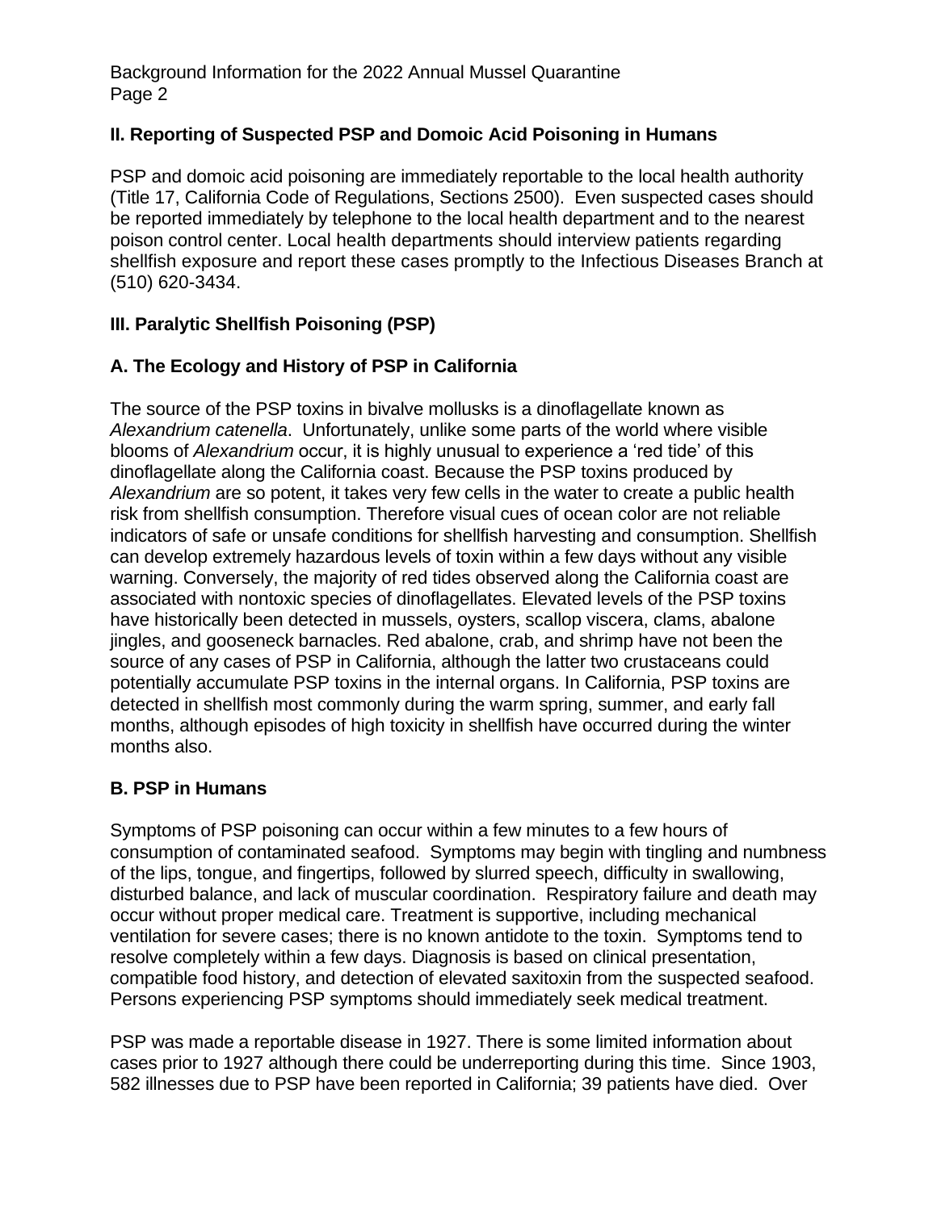## II. Reporting of Suspected PSP and Domoic Acid Poisoning in Humans

PSP and domoic acid poisoning are immediately reportable to the local health authority (Title 17, California Code of Regulations, Sections 2500). Even suspected cases should be reported immediately by telephone to the local health department and to the nearest poison control center. Local health departments should interview patients regarding shellfish exposure and report these cases promptly to the Infectious Diseases Branch at (510) 620-3434.

## III. Paralytic Shellfish Poisoning (PSP)

### A. The Ecology and History of PSP in California

The source of the PSP toxins in bivalve mollusks is a dinoflagellate known as *Alexandrium catenella*. Unfortunately, unlike some parts of the world where visible blooms of *Alexandrium* occur, it is highly unusual to experience a 'red tide' of this dinoflagellate along the California coast. Because the PSP toxins produced by *Alexandrium* are so potent, it takes very few cells in the water to create a public health risk from shellfish consumption. Therefore visual cues of ocean color are not reliable indicators of safe or unsafe conditions for shellfish harvesting and consumption. Shellfish can develop extremely hazardous levels of toxin within a few days without any visible warning. Conversely, the majority of red tides observed along the California coast are associated with nontoxic species of dinoflagellates. Elevated levels of the PSP toxins have historically been detected in mussels, oysters, scallop viscera, clams, abalone jingles, and gooseneck barnacles. Red abalone, crab, and shrimp have not been the source of any cases of PSP in California, although the latter two crustaceans could potentially accumulate PSP toxins in the internal organs. In California, PSP toxins are detected in shellfish most commonly during the warm spring, summer, and early fall months, although episodes of high toxicity in shellfish have occurred during the winter months also.

### B. PSP in Humans

Symptoms of PSP poisoning can occur within a few minutes to a few hours of consumption of contaminated seafood. Symptoms may begin with tingling and numbness of the lips, tongue, and fingertips, followed by slurred speech, difficulty in swallowing, disturbed balance, and lack of muscular coordination. Respiratory failure and death may occur without proper medical care. Treatment is supportive, including mechanical ventilation for severe cases; there is no known antidote to the toxin. Symptoms tend to resolve completely within a few days. Diagnosis is based on clinical presentation, compatible food history, and detection of elevated saxitoxin from the suspected seafood. Persons experiencing PSP symptoms should immediately seek medical treatment.

PSP was made a reportable disease in 1927. There is some limited information about cases prior to 1927 although there could be underreporting during this time. Since 1903, 582 illnesses due to PSP have been reported in California; 39 patients have died. Over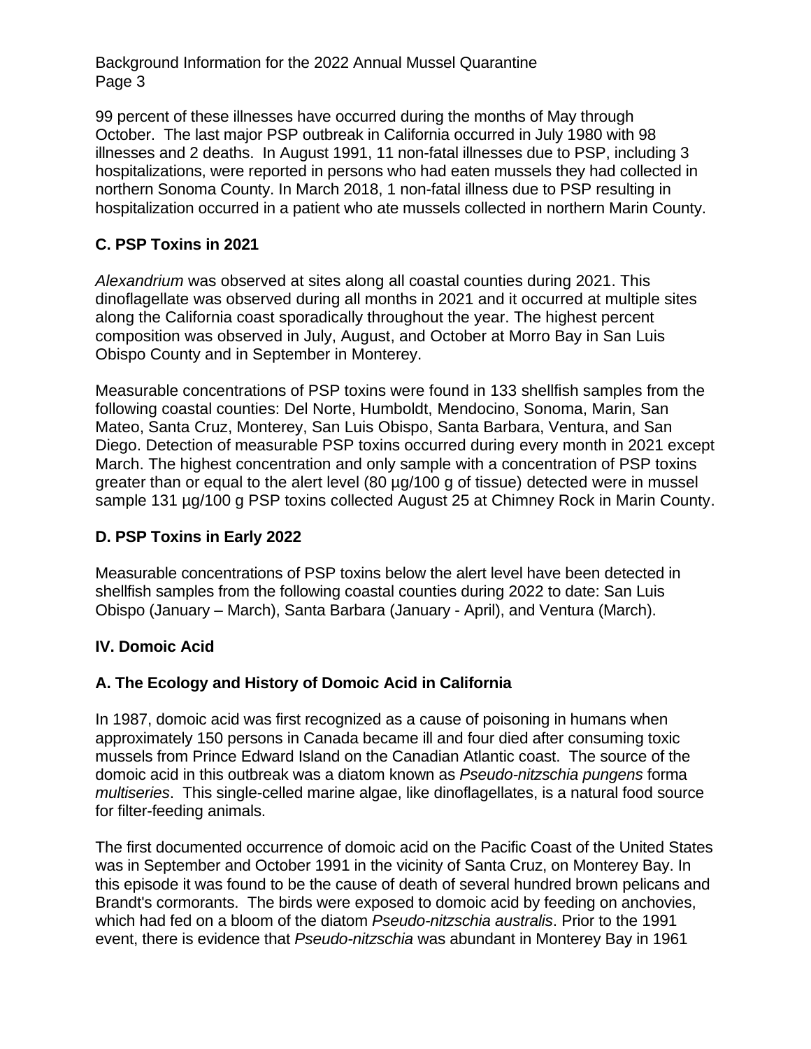99 percent of these illnesses have occurred during the months of May through October. The last major PSP outbreak in California occurred in July 1980 with 98 illnesses and 2 deaths. In August 1991, 11 non-fatal illnesses due to PSP, including 3 hospitalizations, were reported in persons who had eaten mussels they had collected in northern Sonoma County. In March 2018, 1 non-fatal illness due to PSP resulting in hospitalization occurred in a patient who ate mussels collected in northern Marin County.

### C. PSP Toxins in 2021

*Alexandrium* was observed at sites along all coastal counties during 2021. This dinoflagellate was observed during all months in 2021 and it occurred at multiple sites along the California coast sporadically throughout the year. The highest percent composition was observed in July, August, and October at Morro Bay in San Luis Obispo County and in September in Monterey.

Measurable concentrations of PSP toxins were found in 133 shellfish samples from the following coastal counties: Del Norte, Humboldt, Mendocino, Sonoma, Marin, San Mateo, Santa Cruz, Monterey, San Luis Obispo, Santa Barbara, Ventura, and San Diego. Detection of measurable PSP toxins occurred during every month in 2021 except March. The highest concentration and only sample with a concentration of PSP toxins greater than or equal to the alert level (80 µg/100 g of tissue) detected were in mussel sample 131 µg/100 g PSP toxins collected August 25 at Chimney Rock in Marin County.

### D. PSP Toxins in Early 2022

Measurable concentrations of PSP toxins below the alert level have been detected in shellfish samples from the following coastal counties during 2022 to date: San Luis Obispo (January – March), Santa Barbara (January - April), and Ventura (March).

## IV. Domoic Acid

### A. The Ecology and History of Domoic Acid in California

In 1987, domoic acid was first recognized as a cause of poisoning in humans when approximately 150 persons in Canada became ill and four died after consuming toxic mussels from Prince Edward Island on the Canadian Atlantic coast. The source of the domoic acid in this outbreak was a diatom known as *Pseudo-nitzschia pungens* forma *multiseries*. This single-celled marine algae, like dinoflagellates, is a natural food source for filter-feeding animals.

The first documented occurrence of domoic acid on the Pacific Coast of the United States was in September and October 1991 in the vicinity of Santa Cruz, on Monterey Bay. In this episode it was found to be the cause of death of several hundred brown pelicans and Brandt's cormorants. The birds were exposed to domoic acid by feeding on anchovies, which had fed on a bloom of the diatom *Pseudo-nitzschia australis*. Prior to the 1991 event, there is evidence that *Pseudo-nitzschia* was abundant in Monterey Bay in 1961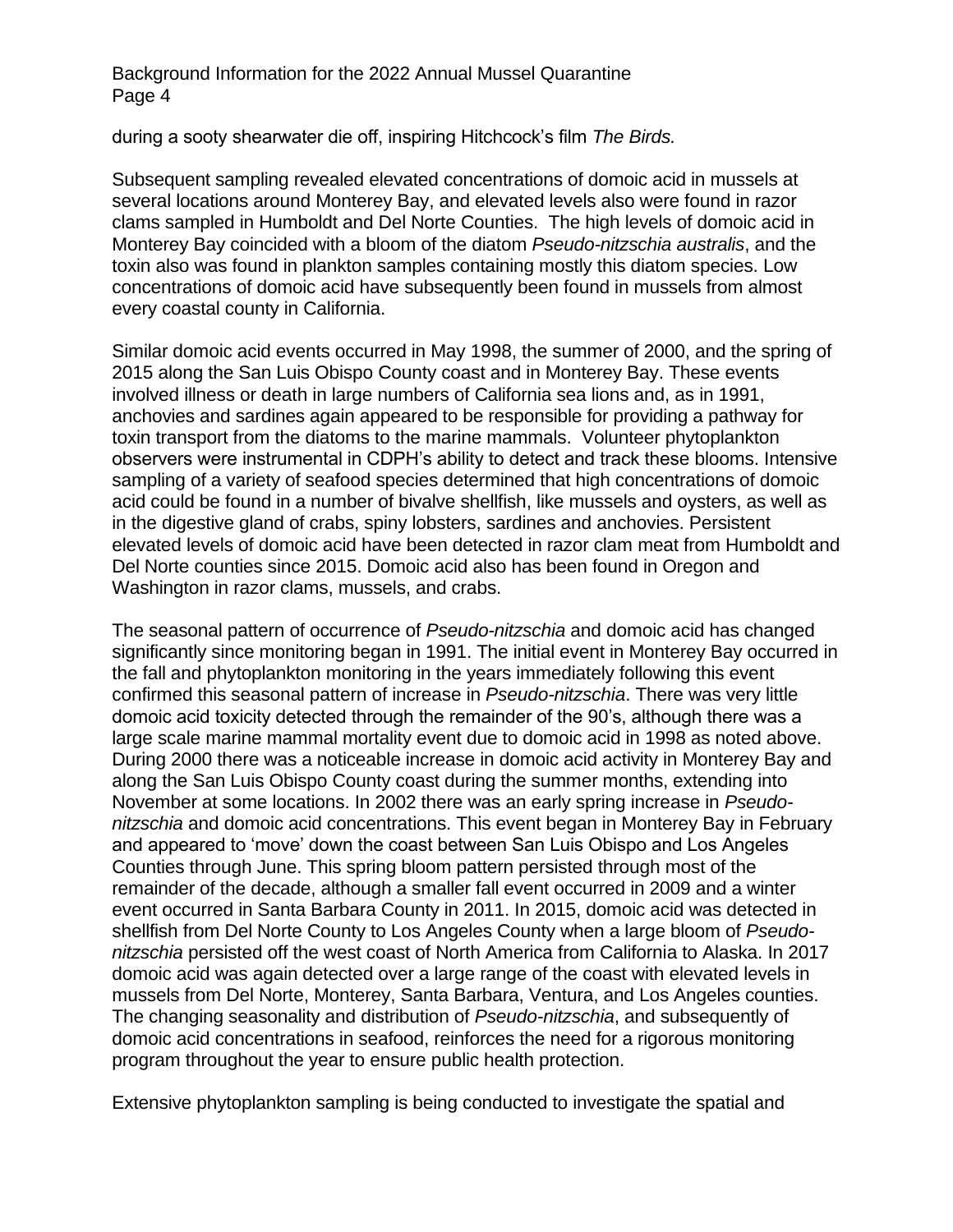during a sooty shearwater die off, inspiring Hitchcock's film *The Birds.*

Subsequent sampling revealed elevated concentrations of domoic acid in mussels at several locations around Monterey Bay, and elevated levels also were found in razor clams sampled in Humboldt and Del Norte Counties. The high levels of domoic acid in Monterey Bay coincided with a bloom of the diatom *Pseudo-nitzschia australis*, and the toxin also was found in plankton samples containing mostly this diatom species. Low concentrations of domoic acid have subsequently been found in mussels from almost every coastal county in California.

Similar domoic acid events occurred in May 1998, the summer of 2000, and the spring of 2015 along the San Luis Obispo County coast and in Monterey Bay. These events involved illness or death in large numbers of California sea lions and, as in 1991, anchovies and sardines again appeared to be responsible for providing a pathway for toxin transport from the diatoms to the marine mammals. Volunteer phytoplankton observers were instrumental in CDPH's ability to detect and track these blooms. Intensive sampling of a variety of seafood species determined that high concentrations of domoic acid could be found in a number of bivalve shellfish, like mussels and oysters, as well as in the digestive gland of crabs, spiny lobsters, sardines and anchovies. Persistent elevated levels of domoic acid have been detected in razor clam meat from Humboldt and Del Norte counties since 2015. Domoic acid also has been found in Oregon and Washington in razor clams, mussels, and crabs.

The seasonal pattern of occurrence of *Pseudo-nitzschia* and domoic acid has changed significantly since monitoring began in 1991. The initial event in Monterey Bay occurred in the fall and phytoplankton monitoring in the years immediately following this event confirmed this seasonal pattern of increase in *Pseudo-nitzschia*. There was very little domoic acid toxicity detected through the remainder of the 90's, although there was a large scale marine mammal mortality event due to domoic acid in 1998 as noted above. During 2000 there was a noticeable increase in domoic acid activity in Monterey Bay and along the San Luis Obispo County coast during the summer months, extending into November at some locations. In 2002 there was an early spring increase in *Pseudo-nitzschia* and domoic acid concentrations. This event began in Monterey Bay in February and appeared to 'move' down the coast between San Luis Obispo and Los Angeles Counties through June. This spring bloom pattern persisted through most of the remainder of the decade, although a smaller fall event occurred in 2009 and a winter event occurred in Santa Barbara County in 2011. In 2015, domoic acid was detected in shellfish from Del Norte County to Los Angeles County when a large bloom of *Pseudo-nitzschia* persisted off the west coast of North America from California to Alaska. In 2017 domoic acid was again detected over a large range of the coast with elevated levels in mussels from Del Norte, Monterey, Santa Barbara, Ventura, and Los Angeles counties. The changing seasonality and distribution of *Pseudo-nitzschia*, and subsequently of domoic acid concentrations in seafood, reinforces the need for a rigorous monitoring program throughout the year to ensure public health protection.

Extensive phytoplankton sampling is being conducted to investigate the spatial and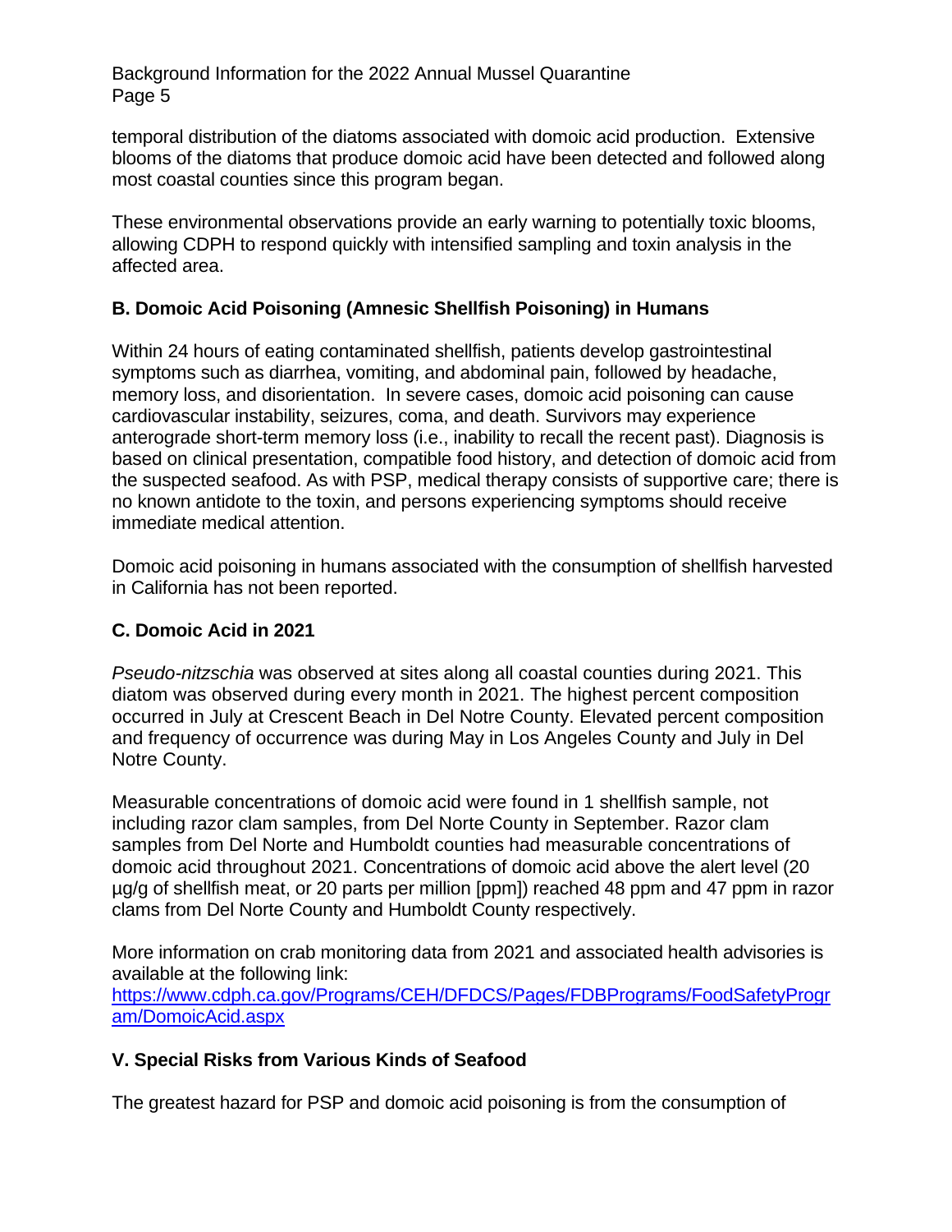temporal distribution of the diatoms associated with domoic acid production. Extensive blooms of the diatoms that produce domoic acid have been detected and followed along most coastal counties since this program began.

These environmental observations provide an early warning to potentially toxic blooms, allowing CDPH to respond quickly with intensified sampling and toxin analysis in the affected area.

### B. Domoic Acid Poisoning (Amnesic Shellfish Poisoning) in Humans

Within 24 hours of eating contaminated shellfish, patients develop gastrointestinal symptoms such as diarrhea, vomiting, and abdominal pain, followed by headache, memory loss, and disorientation. In severe cases, domoic acid poisoning can cause cardiovascular instability, seizures, coma, and death. Survivors may experience anterograde short-term memory loss (i.e., inability to recall the recent past). Diagnosis is based on clinical presentation, compatible food history, and detection of domoic acid from the suspected seafood. As with PSP, medical therapy consists of supportive care; there is no known antidote to the toxin, and persons experiencing symptoms should receive immediate medical attention.

Domoic acid poisoning in humans associated with the consumption of shellfish harvested in California has not been reported.

### C. Domoic Acid in 2021

*Pseudo-nitzschia* was observed at sites along all coastal counties during 2021. This diatom was observed during every month in 2021. The highest percent composition occurred in July at Crescent Beach in Del Notre County. Elevated percent composition and frequency of occurrence was during May in Los Angeles County and July in Del Notre County.

Measurable concentrations of domoic acid were found in 1 shellfish sample, not including razor clam samples, from Del Norte County in September. Razor clam samples from Del Norte and Humboldt counties had measurable concentrations of domoic acid throughout 2021. Concentrations of domoic acid above the alert level (20 µg/g of shellfish meat, or 20 parts per million [ppm]) reached 48 ppm and 47 ppm in razor clams from Del Norte County and Humboldt County respectively.

More information on crab monitoring data from 2021 and associated health advisories is available at the following link:
[https://www.cdph.ca.gov/Programs/CEH/DFDCS/Pages/FDBPrograms/FoodSafetyProgram/DomoicAcid.aspx](https://www.cdph.ca.gov/Programs/CEH/DFDCS/Pages/FDBPrograms/FoodSafetyProgram/DomoicAcid.aspx)

## V. Special Risks from Various Kinds of Seafood

The greatest hazard for PSP and domoic acid poisoning is from the consumption of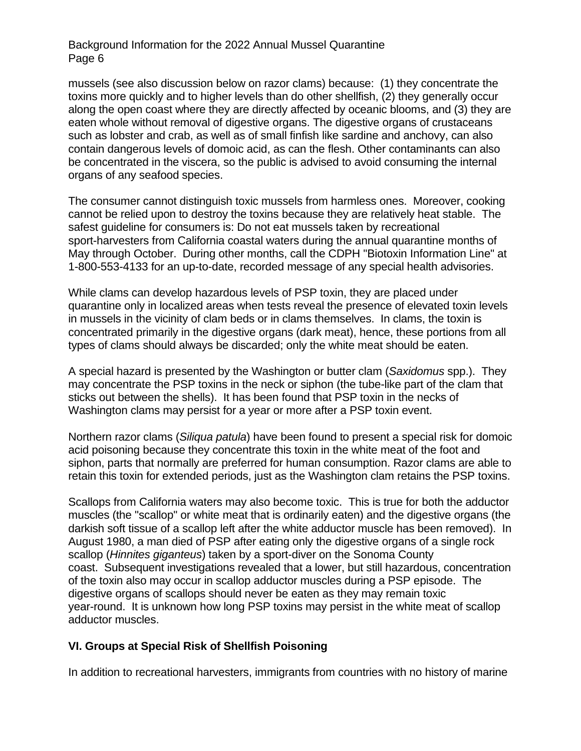mussels (see also discussion below on razor clams) because: (1) they concentrate the toxins more quickly and to higher levels than do other shellfish, (2) they generally occur along the open coast where they are directly affected by oceanic blooms, and (3) they are eaten whole without removal of digestive organs. The digestive organs of crustaceans such as lobster and crab, as well as of small finfish like sardine and anchovy, can also contain dangerous levels of domoic acid, as can the flesh. Other contaminants can also be concentrated in the viscera, so the public is advised to avoid consuming the internal organs of any seafood species.

The consumer cannot distinguish toxic mussels from harmless ones. Moreover, cooking cannot be relied upon to destroy the toxins because they are relatively heat stable. The safest guideline for consumers is: Do not eat mussels taken by recreational sport-harvesters from California coastal waters during the annual quarantine months of May through October. During other months, call the CDPH "Biotoxin Information Line" at 1-800-553-4133 for an up-to-date, recorded message of any special health advisories.

While clams can develop hazardous levels of PSP toxin, they are placed under quarantine only in localized areas when tests reveal the presence of elevated toxin levels in mussels in the vicinity of clam beds or in clams themselves. In clams, the toxin is concentrated primarily in the digestive organs (dark meat), hence, these portions from all types of clams should always be discarded; only the white meat should be eaten.

A special hazard is presented by the Washington or butter clam (*Saxidomus* spp.). They may concentrate the PSP toxins in the neck or siphon (the tube-like part of the clam that sticks out between the shells). It has been found that PSP toxin in the necks of Washington clams may persist for a year or more after a PSP toxin event.

Northern razor clams (*Siliqua patula*) have been found to present a special risk for domoic acid poisoning because they concentrate this toxin in the white meat of the foot and siphon, parts that normally are preferred for human consumption. Razor clams are able to retain this toxin for extended periods, just as the Washington clam retains the PSP toxins.

Scallops from California waters may also become toxic. This is true for both the adductor muscles (the "scallop" or white meat that is ordinarily eaten) and the digestive organs (the darkish soft tissue of a scallop left after the white adductor muscle has been removed). In August 1980, a man died of PSP after eating only the digestive organs of a single rock scallop (*Hinnites giganteus*) taken by a sport-diver on the Sonoma County coast. Subsequent investigations revealed that a lower, but still hazardous, concentration of the toxin also may occur in scallop adductor muscles during a PSP episode. The digestive organs of scallops should never be eaten as they may remain toxic year-round. It is unknown how long PSP toxins may persist in the white meat of scallop adductor muscles.

## VI. Groups at Special Risk of Shellfish Poisoning

In addition to recreational harvesters, immigrants from countries with no history of marine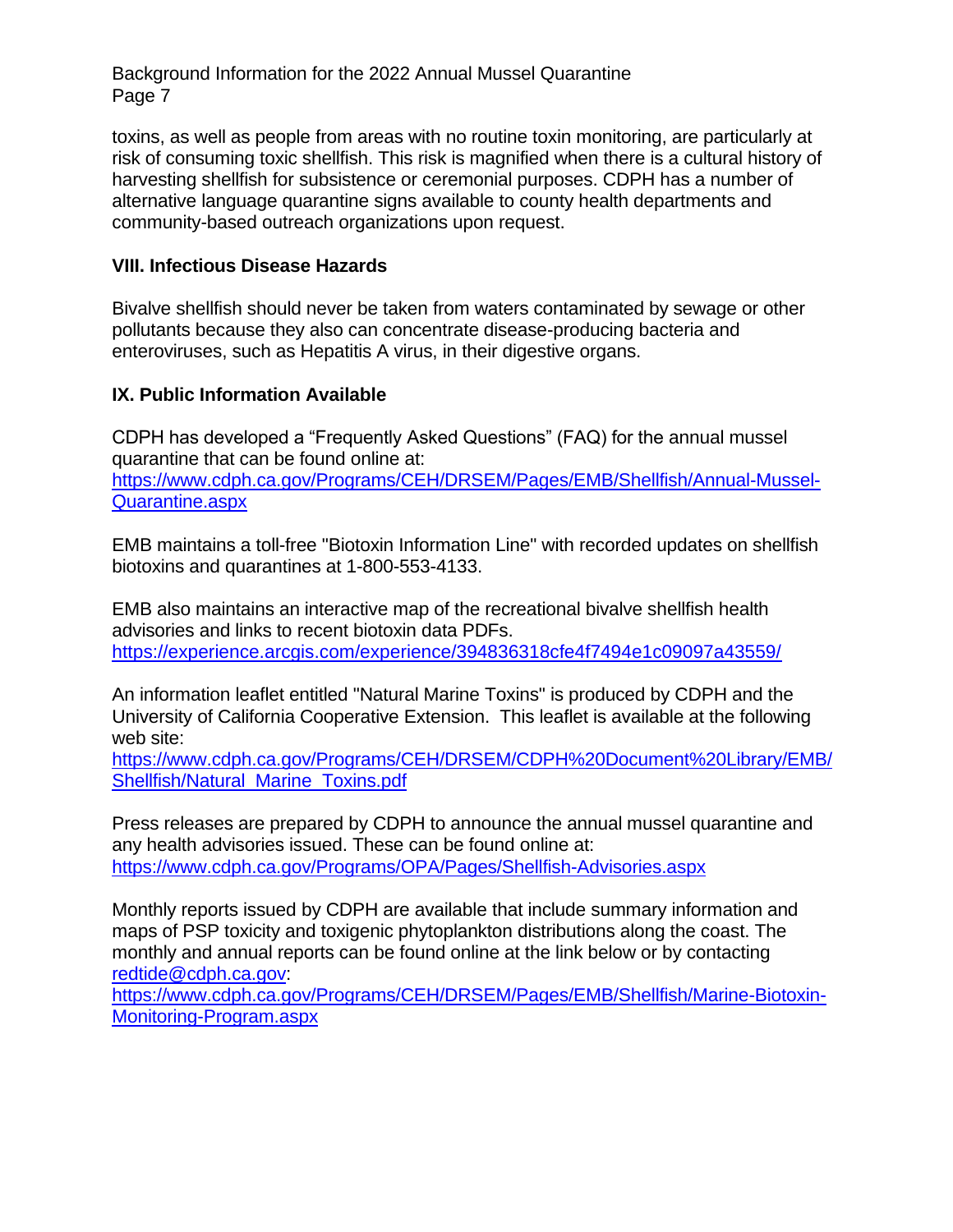toxins, as well as people from areas with no routine toxin monitoring, are particularly at risk of consuming toxic shellfish. This risk is magnified when there is a cultural history of harvesting shellfish for subsistence or ceremonial purposes. CDPH has a number of alternative language quarantine signs available to county health departments and community-based outreach organizations upon request.

## VIII. Infectious Disease Hazards

Bivalve shellfish should never be taken from waters contaminated by sewage or other pollutants because they also can concentrate disease-producing bacteria and enteroviruses, such as Hepatitis A virus, in their digestive organs.

## IX. Public Information Available

CDPH has developed a "Frequently Asked Questions" (FAQ) for the annual mussel quarantine that can be found online at:
https://www.cdph.ca.gov/Programs/CEH/DRSEM/Pages/EMB/Shellfish/Annual-Mussel-Quarantine.aspx

EMB maintains a toll-free "Biotoxin Information Line" with recorded updates on shellfish biotoxins and quarantines at 1-800-553-4133.

EMB also maintains an interactive map of the recreational bivalve shellfish health advisories and links to recent biotoxin data PDFs.
https://experience.arcgis.com/experience/394836318cfe4f7494e1c09097a43559/

An information leaflet entitled "Natural Marine Toxins" is produced by CDPH and the University of California Cooperative Extension. This leaflet is available at the following web site:
https://www.cdph.ca.gov/Programs/CEH/DRSEM/CDPH%20Document%20Library/EMB/Shellfish/Natural_Marine_Toxins.pdf

Press releases are prepared by CDPH to announce the annual mussel quarantine and any health advisories issued. These can be found online at:
https://www.cdph.ca.gov/Programs/OPA/Pages/Shellfish-Advisories.aspx

Monthly reports issued by CDPH are available that include summary information and maps of PSP toxicity and toxigenic phytoplankton distributions along the coast. The monthly and annual reports can be found online at the link below or by contacting redtide@cdph.ca.gov:
https://www.cdph.ca.gov/Programs/CEH/DRSEM/Pages/EMB/Shellfish/Marine-Biotoxin-Monitoring-Program.aspx